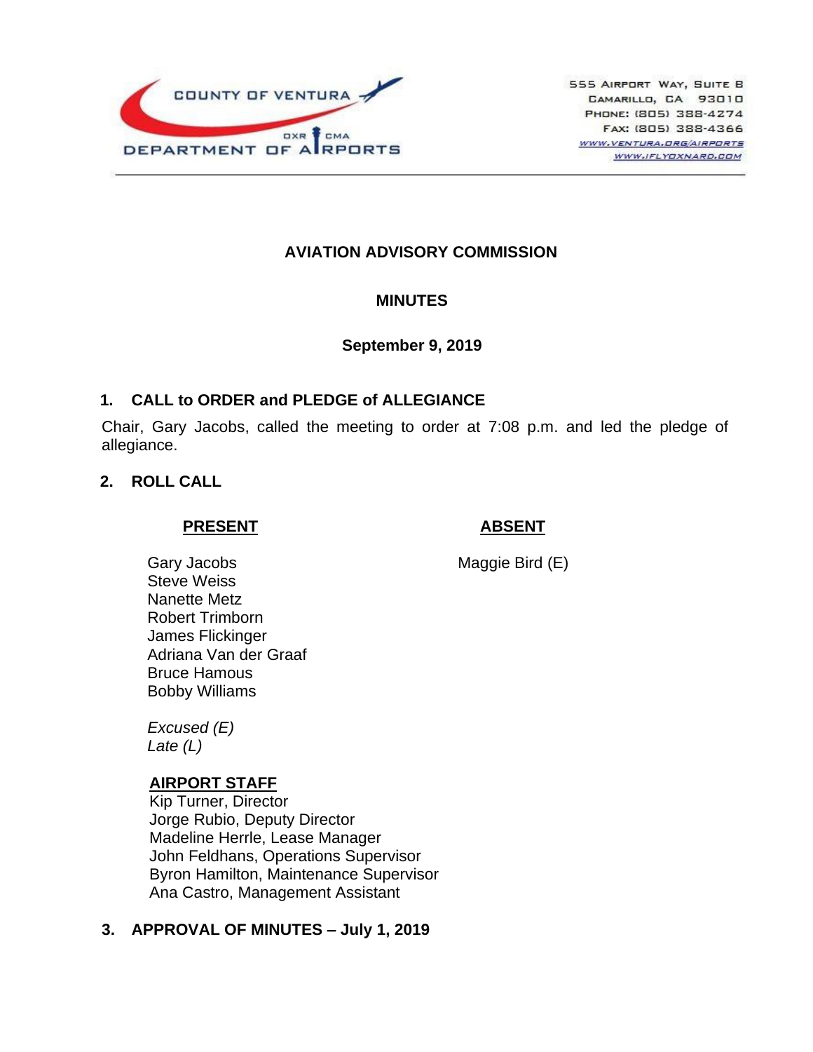COUNTY OF VENTURA
DEPARTMENT OF AIRPORTS
OXR CMA

555 Airport Way, Suite B
Camarillo, CA 93010
Phone: (805) 388-4274
Fax: (805) 388-4366
www.ventura.org/airports
www.iflyoxnard.com

# AVIATION ADVISORY COMMISSION

## MINUTES

### September 9, 2019

## 1. CALL to ORDER and PLEDGE of ALLEGIANCE

Chair, Gary Jacobs, called the meeting to order at 7:08 p.m. and led the pledge of allegiance.

## 2. ROLL CALL

| **PRESENT** | **ABSENT** |
|---|---|
| Gary Jacobs | Maggie Bird (E) |
| Steve Weiss | |
| Nanette Metz | |
| Robert Trimborn | |
| James Flickinger | |
| Adriana Van der Graaf | |
| Bruce Hamous | |
| Bobby Williams | |

*Excused (E)*
*Late (L)*

**AIRPORT STAFF**

Kip Turner, Director
Jorge Rubio, Deputy Director
Madeline Herrle, Lease Manager
John Feldhans, Operations Supervisor
Byron Hamilton, Maintenance Supervisor
Ana Castro, Management Assistant

## 3. APPROVAL OF MINUTES – July 1, 2019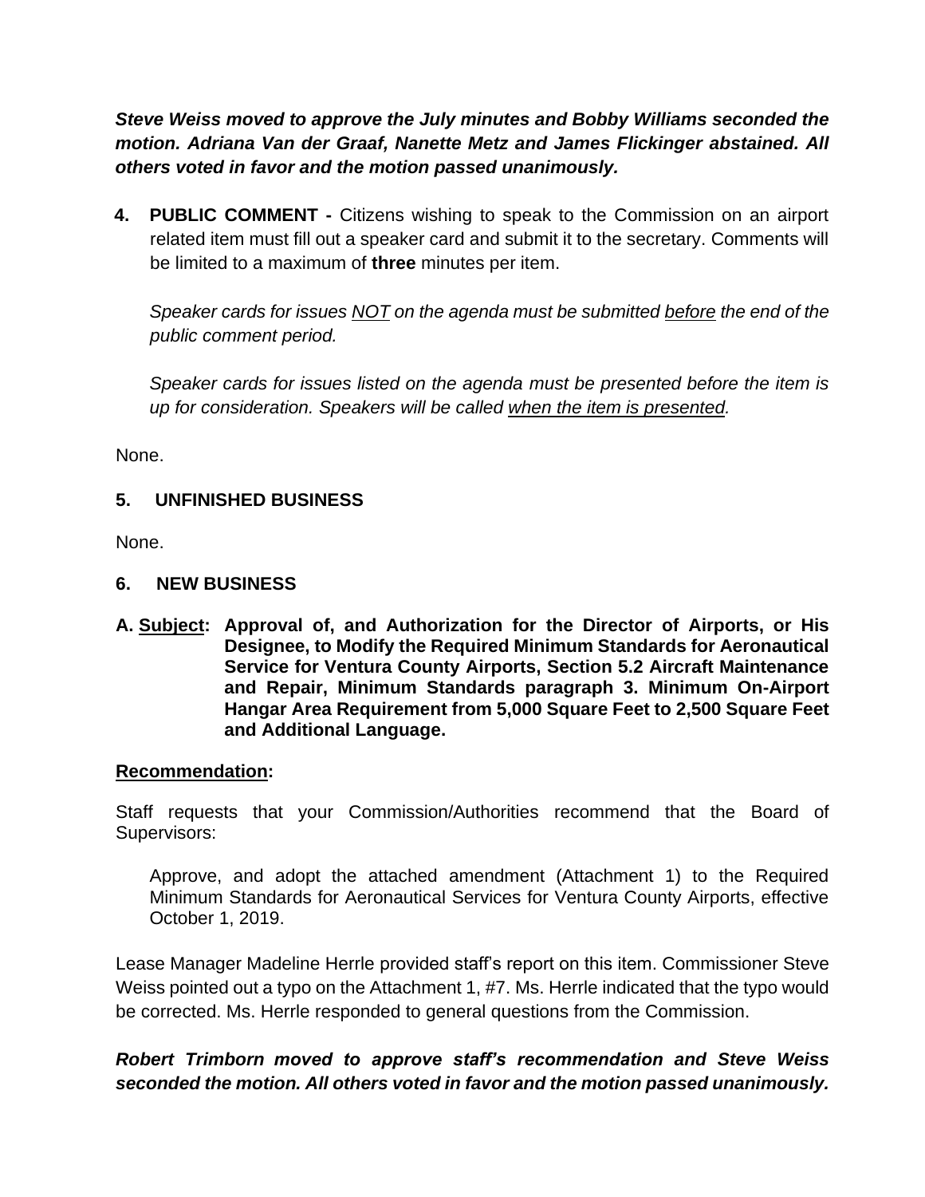***Steve Weiss moved to approve the July minutes and Bobby Williams seconded the motion. Adriana Van der Graaf, Nanette Metz and James Flickinger abstained. All others voted in favor and the motion passed unanimously.***

**4. PUBLIC COMMENT -** Citizens wishing to speak to the Commission on an airport related item must fill out a speaker card and submit it to the secretary. Comments will be limited to a maximum of **three** minutes per item.

*Speaker cards for issues NOT on the agenda must be submitted before the end of the public comment period.*

*Speaker cards for issues listed on the agenda must be presented before the item is up for consideration. Speakers will be called when the item is presented.*

None.

**5. UNFINISHED BUSINESS**

None.

**6. NEW BUSINESS**

**A. Subject: Approval of, and Authorization for the Director of Airports, or His Designee, to Modify the Required Minimum Standards for Aeronautical Service for Ventura County Airports, Section 5.2 Aircraft Maintenance and Repair, Minimum Standards paragraph 3. Minimum On-Airport Hangar Area Requirement from 5,000 Square Feet to 2,500 Square Feet and Additional Language.**

**Recommendation:**

Staff requests that your Commission/Authorities recommend that the Board of Supervisors:

Approve, and adopt the attached amendment (Attachment 1) to the Required Minimum Standards for Aeronautical Services for Ventura County Airports, effective October 1, 2019.

Lease Manager Madeline Herrle provided staff's report on this item. Commissioner Steve Weiss pointed out a typo on the Attachment 1, #7. Ms. Herrle indicated that the typo would be corrected. Ms. Herrle responded to general questions from the Commission.

***Robert Trimborn moved to approve staff's recommendation and Steve Weiss seconded the motion. All others voted in favor and the motion passed unanimously.***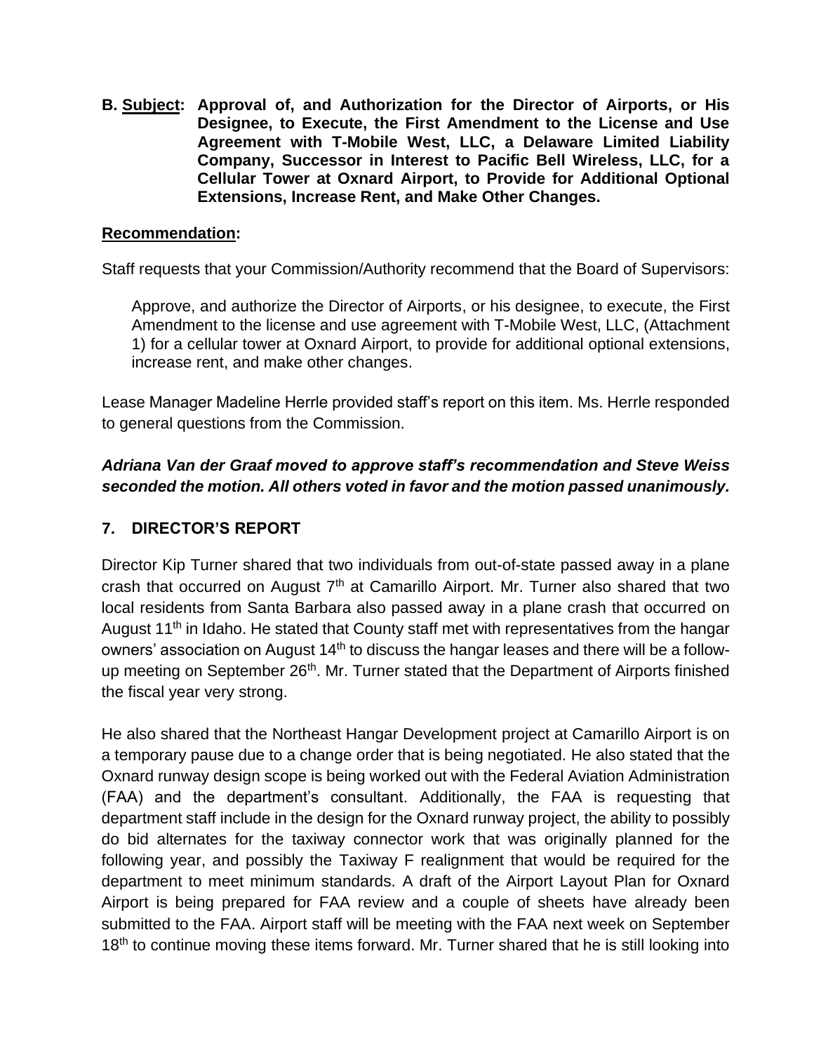**B. <u>Subject</u>: Approval of, and Authorization for the Director of Airports, or His Designee, to Execute, the First Amendment to the License and Use Agreement with T-Mobile West, LLC, a Delaware Limited Liability Company, Successor in Interest to Pacific Bell Wireless, LLC, for a Cellular Tower at Oxnard Airport, to Provide for Additional Optional Extensions, Increase Rent, and Make Other Changes.**

**<u>Recommendation</u>:**

Staff requests that your Commission/Authority recommend that the Board of Supervisors:

> Approve, and authorize the Director of Airports, or his designee, to execute, the First Amendment to the license and use agreement with T-Mobile West, LLC, (Attachment 1) for a cellular tower at Oxnard Airport, to provide for additional optional extensions, increase rent, and make other changes.

Lease Manager Madeline Herrle provided staff's report on this item. Ms. Herrle responded to general questions from the Commission.

***Adriana Van der Graaf moved to approve staff's recommendation and Steve Weiss seconded the motion. All others voted in favor and the motion passed unanimously.***

## 7. DIRECTOR'S REPORT

Director Kip Turner shared that two individuals from out-of-state passed away in a plane crash that occurred on August 7th at Camarillo Airport. Mr. Turner also shared that two local residents from Santa Barbara also passed away in a plane crash that occurred on August 11th in Idaho. He stated that County staff met with representatives from the hangar owners' association on August 14th to discuss the hangar leases and there will be a follow-up meeting on September 26th. Mr. Turner stated that the Department of Airports finished the fiscal year very strong.

He also shared that the Northeast Hangar Development project at Camarillo Airport is on a temporary pause due to a change order that is being negotiated. He also stated that the Oxnard runway design scope is being worked out with the Federal Aviation Administration (FAA) and the department's consultant. Additionally, the FAA is requesting that department staff include in the design for the Oxnard runway project, the ability to possibly do bid alternates for the taxiway connector work that was originally planned for the following year, and possibly the Taxiway F realignment that would be required for the department to meet minimum standards. A draft of the Airport Layout Plan for Oxnard Airport is being prepared for FAA review and a couple of sheets have already been submitted to the FAA. Airport staff will be meeting with the FAA next week on September 18th to continue moving these items forward. Mr. Turner shared that he is still looking into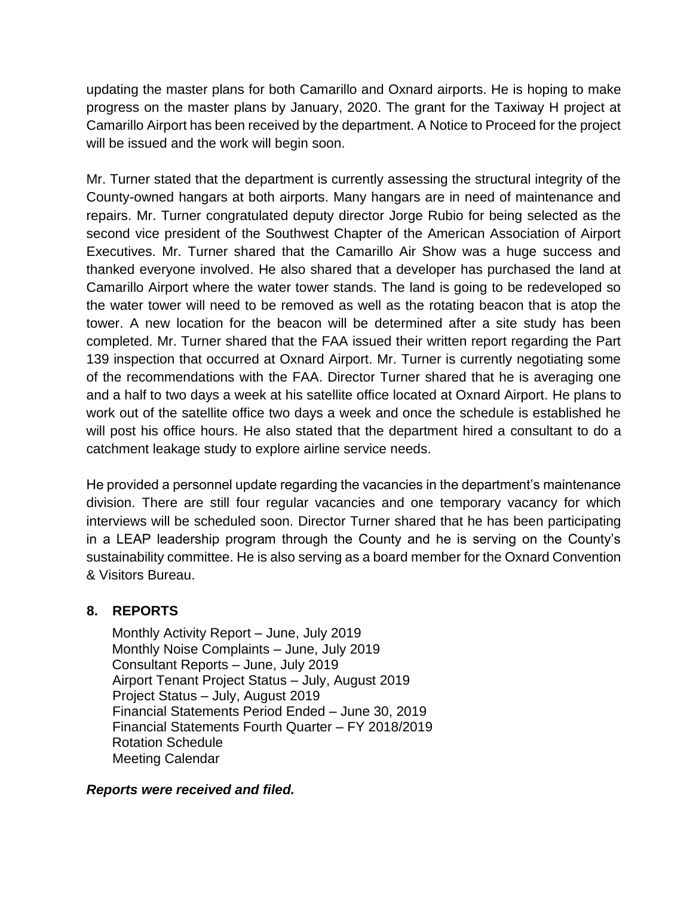updating the master plans for both Camarillo and Oxnard airports. He is hoping to make progress on the master plans by January, 2020. The grant for the Taxiway H project at Camarillo Airport has been received by the department. A Notice to Proceed for the project will be issued and the work will begin soon.

Mr. Turner stated that the department is currently assessing the structural integrity of the County-owned hangars at both airports. Many hangars are in need of maintenance and repairs. Mr. Turner congratulated deputy director Jorge Rubio for being selected as the second vice president of the Southwest Chapter of the American Association of Airport Executives. Mr. Turner shared that the Camarillo Air Show was a huge success and thanked everyone involved. He also shared that a developer has purchased the land at Camarillo Airport where the water tower stands. The land is going to be redeveloped so the water tower will need to be removed as well as the rotating beacon that is atop the tower. A new location for the beacon will be determined after a site study has been completed. Mr. Turner shared that the FAA issued their written report regarding the Part 139 inspection that occurred at Oxnard Airport. Mr. Turner is currently negotiating some of the recommendations with the FAA. Director Turner shared that he is averaging one and a half to two days a week at his satellite office located at Oxnard Airport. He plans to work out of the satellite office two days a week and once the schedule is established he will post his office hours. He also stated that the department hired a consultant to do a catchment leakage study to explore airline service needs.

He provided a personnel update regarding the vacancies in the department's maintenance division. There are still four regular vacancies and one temporary vacancy for which interviews will be scheduled soon. Director Turner shared that he has been participating in a LEAP leadership program through the County and he is serving on the County's sustainability committee. He is also serving as a board member for the Oxnard Convention & Visitors Bureau.

## 8. REPORTS

Monthly Activity Report – June, July 2019
Monthly Noise Complaints – June, July 2019
Consultant Reports – June, July 2019
Airport Tenant Project Status – July, August 2019
Project Status – July, August 2019
Financial Statements Period Ended – June 30, 2019
Financial Statements Fourth Quarter – FY 2018/2019
Rotation Schedule
Meeting Calendar

***Reports were received and filed.***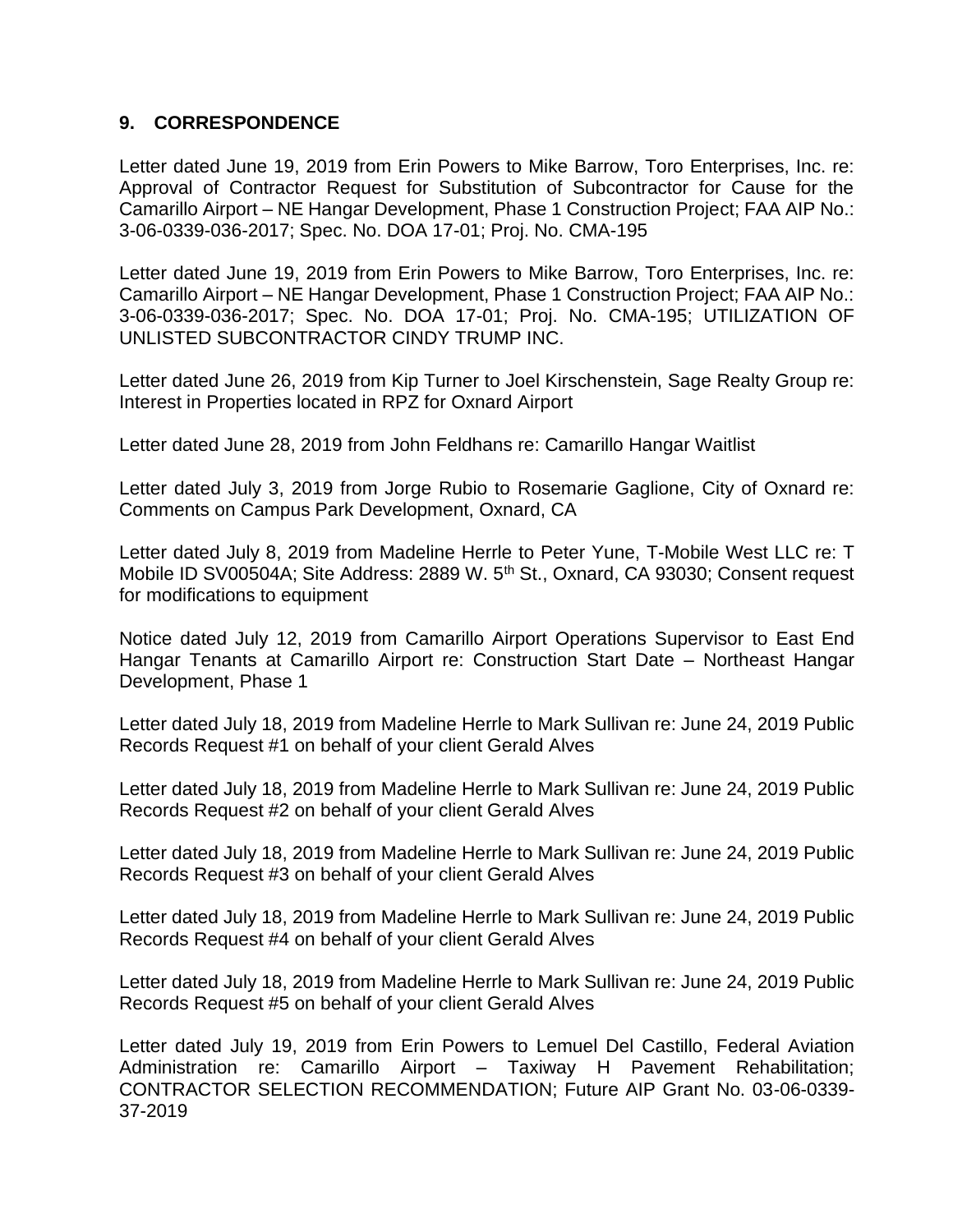## 9. CORRESPONDENCE

Letter dated June 19, 2019 from Erin Powers to Mike Barrow, Toro Enterprises, Inc. re: Approval of Contractor Request for Substitution of Subcontractor for Cause for the Camarillo Airport – NE Hangar Development, Phase 1 Construction Project; FAA AIP No.: 3-06-0339-036-2017; Spec. No. DOA 17-01; Proj. No. CMA-195

Letter dated June 19, 2019 from Erin Powers to Mike Barrow, Toro Enterprises, Inc. re: Camarillo Airport – NE Hangar Development, Phase 1 Construction Project; FAA AIP No.: 3-06-0339-036-2017; Spec. No. DOA 17-01; Proj. No. CMA-195; UTILIZATION OF UNLISTED SUBCONTRACTOR CINDY TRUMP INC.

Letter dated June 26, 2019 from Kip Turner to Joel Kirschenstein, Sage Realty Group re: Interest in Properties located in RPZ for Oxnard Airport

Letter dated June 28, 2019 from John Feldhans re: Camarillo Hangar Waitlist

Letter dated July 3, 2019 from Jorge Rubio to Rosemarie Gaglione, City of Oxnard re: Comments on Campus Park Development, Oxnard, CA

Letter dated July 8, 2019 from Madeline Herrle to Peter Yune, T-Mobile West LLC re: T Mobile ID SV00504A; Site Address: 2889 W. 5th St., Oxnard, CA 93030; Consent request for modifications to equipment

Notice dated July 12, 2019 from Camarillo Airport Operations Supervisor to East End Hangar Tenants at Camarillo Airport re: Construction Start Date – Northeast Hangar Development, Phase 1

Letter dated July 18, 2019 from Madeline Herrle to Mark Sullivan re: June 24, 2019 Public Records Request #1 on behalf of your client Gerald Alves

Letter dated July 18, 2019 from Madeline Herrle to Mark Sullivan re: June 24, 2019 Public Records Request #2 on behalf of your client Gerald Alves

Letter dated July 18, 2019 from Madeline Herrle to Mark Sullivan re: June 24, 2019 Public Records Request #3 on behalf of your client Gerald Alves

Letter dated July 18, 2019 from Madeline Herrle to Mark Sullivan re: June 24, 2019 Public Records Request #4 on behalf of your client Gerald Alves

Letter dated July 18, 2019 from Madeline Herrle to Mark Sullivan re: June 24, 2019 Public Records Request #5 on behalf of your client Gerald Alves

Letter dated July 19, 2019 from Erin Powers to Lemuel Del Castillo, Federal Aviation Administration re: Camarillo Airport – Taxiway H Pavement Rehabilitation; CONTRACTOR SELECTION RECOMMENDATION; Future AIP Grant No. 03-06-0339-37-2019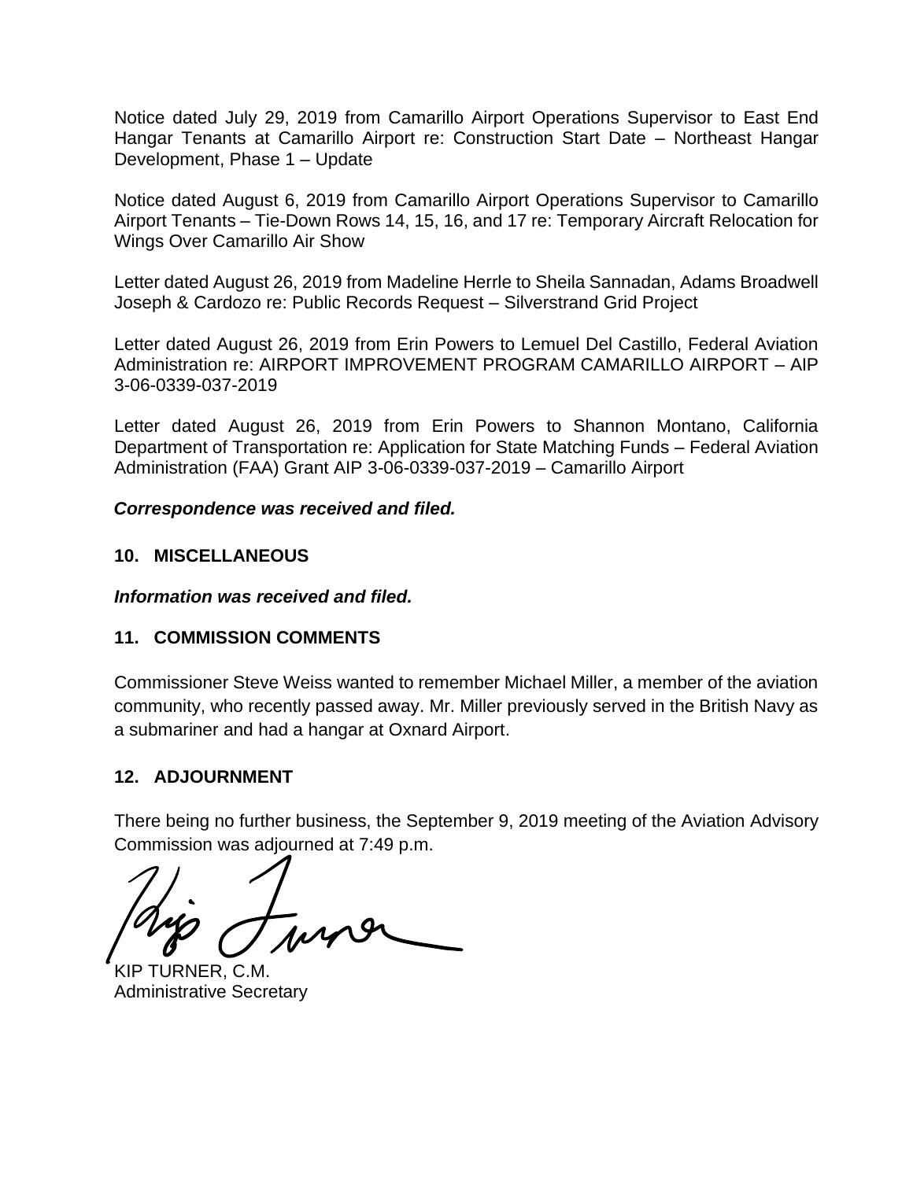Notice dated July 29, 2019 from Camarillo Airport Operations Supervisor to East End Hangar Tenants at Camarillo Airport re: Construction Start Date – Northeast Hangar Development, Phase 1 – Update

Notice dated August 6, 2019 from Camarillo Airport Operations Supervisor to Camarillo Airport Tenants – Tie-Down Rows 14, 15, 16, and 17 re: Temporary Aircraft Relocation for Wings Over Camarillo Air Show

Letter dated August 26, 2019 from Madeline Herrle to Sheila Sannadan, Adams Broadwell Joseph & Cardozo re: Public Records Request – Silverstrand Grid Project

Letter dated August 26, 2019 from Erin Powers to Lemuel Del Castillo, Federal Aviation Administration re: AIRPORT IMPROVEMENT PROGRAM CAMARILLO AIRPORT – AIP 3-06-0339-037-2019

Letter dated August 26, 2019 from Erin Powers to Shannon Montano, California Department of Transportation re: Application for State Matching Funds – Federal Aviation Administration (FAA) Grant AIP 3-06-0339-037-2019 – Camarillo Airport

***Correspondence was received and filed.***

## 10. MISCELLANEOUS

***Information was received and filed.***

## 11. COMMISSION COMMENTS

Commissioner Steve Weiss wanted to remember Michael Miller, a member of the aviation community, who recently passed away. Mr. Miller previously served in the British Navy as a submariner and had a hangar at Oxnard Airport.

## 12. ADJOURNMENT

There being no further business, the September 9, 2019 meeting of the Aviation Advisory Commission was adjourned at 7:49 p.m.

KIP TURNER, C.M.
Administrative Secretary